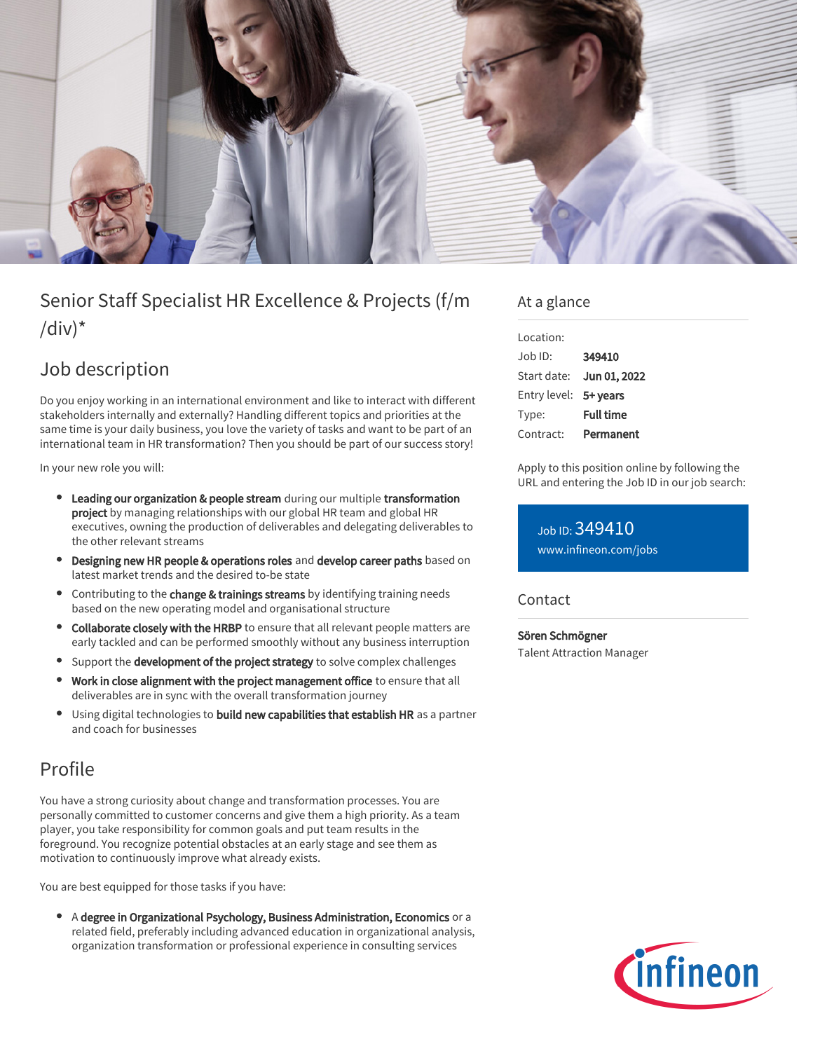# Senior Staff Specialist HR Excellence & Projects (f/m/div)*

## Job description

Do you enjoy working in an international environment and like to interact with different stakeholders internally and externally? Handling different topics and priorities at the same time is your daily business, you love the variety of tasks and want to be part of an international team in HR transformation? Then you should be part of our success story!

In your new role you will:

- **Leading our organization & people stream** during our multiple **transformation project** by managing relationships with our global HR team and global HR executives, owning the production of deliverables and delegating deliverables to the other relevant streams
- **Designing new HR people & operations roles** and **develop career paths** based on latest market trends and the desired to-be state
- Contributing to the **change & trainings streams** by identifying training needs based on the new operating model and organisational structure
- **Collaborate closely with the HRBP** to ensure that all relevant people matters are early tackled and can be performed smoothly without any business interruption
- Support the **development of the project strategy** to solve complex challenges
- **Work in close alignment with the project management office** to ensure that all deliverables are in sync with the overall transformation journey
- Using digital technologies to **build new capabilities that establish HR** as a partner and coach for businesses

## Profile

You have a strong curiosity about change and transformation processes. You are personally committed to customer concerns and give them a high priority. As a team player, you take responsibility for common goals and put team results in the foreground. You recognize potential obstacles at an early stage and see them as motivation to continuously improve what already exists.

You are best equipped for those tasks if you have:

- A **degree in Organizational Psychology, Business Administration, Economics** or a related field, preferably including advanced education in organizational analysis, organization transformation or professional experience in consulting services

## At a glance

| | |
|---|---|
| Location: | |
| Job ID: | **349410** |
| Start date: | **Jun 01, 2022** |
| Entry level: | **5+ years** |
| Type: | **Full time** |
| Contract: | **Permanent** |

Apply to this position online by following the URL and entering the Job ID in our job search:

Job ID: 349410
www.infineon.com/jobs

## Contact

**Sören Schmögner**
Talent Attraction Manager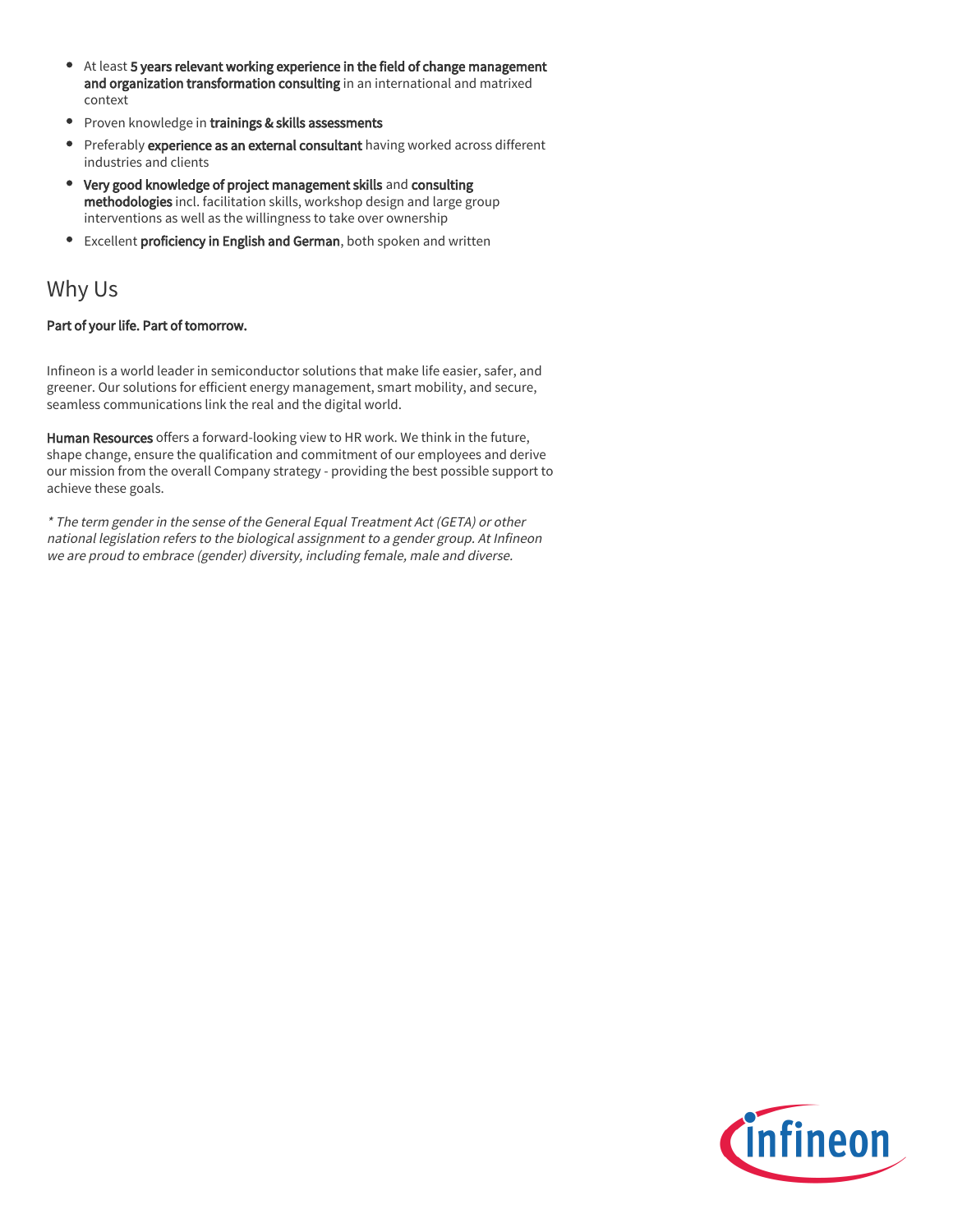- At least **5 years relevant working experience in the field of change management and organization transformation consulting** in an international and matrixed context
- Proven knowledge in **trainings & skills assessments**
- Preferably **experience as an external consultant** having worked across different industries and clients
- **Very good knowledge of project management skills** and **consulting methodologies** incl. facilitation skills, workshop design and large group interventions as well as the willingness to take over ownership
- Excellent **proficiency in English and German**, both spoken and written

## Why Us

**Part of your life. Part of tomorrow.**

Infineon is a world leader in semiconductor solutions that make life easier, safer, and greener. Our solutions for efficient energy management, smart mobility, and secure, seamless communications link the real and the digital world.

**Human Resources** offers a forward-looking view to HR work. We think in the future, shape change, ensure the qualification and commitment of our employees and derive our mission from the overall Company strategy - providing the best possible support to achieve these goals.

*\* The term gender in the sense of the General Equal Treatment Act (GETA) or other national legislation refers to the biological assignment to a gender group. At Infineon we are proud to embrace (gender) diversity, including female, male and diverse.*